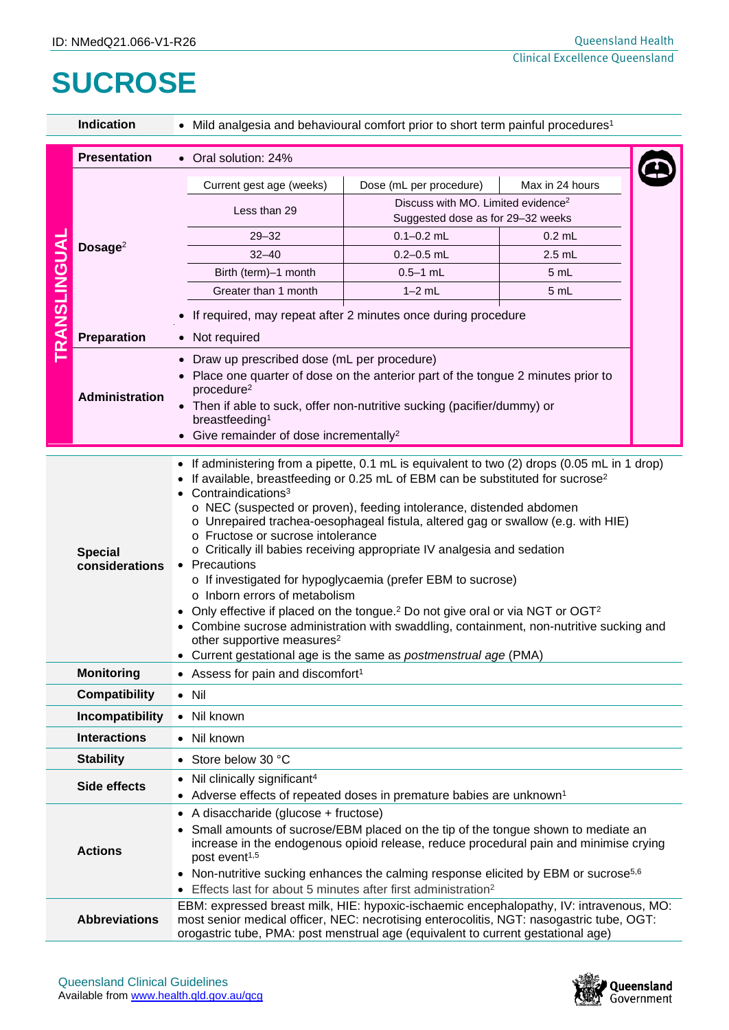ID: NMedQ21.066-V1-R26

Queensland Health
Clinical Excellence Queensland

# SUCROSE

| | |
|---|---|
| **Indication** | • Mild analgesia and behavioural comfort prior to short term painful procedures[1] |

## TRANSLINGUAL

**Presentation**
- Oral solution: 24%

**Dosage**[2]

| Current gest age (weeks) | Dose (mL per procedure) | Max in 24 hours |
|---|---|---|
| Less than 29 | Discuss with MO. Limited evidence[2] Suggested dose as for 29–32 weeks | |
| 29–32 | 0.1–0.2 mL | 0.2 mL |
| 32–40 | 0.2–0.5 mL | 2.5 mL |
| Birth (term)–1 month | 0.5–1 mL | 5 mL |
| Greater than 1 month | 1–2 mL | 5 mL |

- If required, may repeat after 2 minutes once during procedure

**Preparation**
- Not required

**Administration**
- Draw up prescribed dose (mL per procedure)
- Place one quarter of dose on the anterior part of the tongue 2 minutes prior to procedure[2]
- Then if able to suck, offer non-nutritive sucking (pacifier/dummy) or breastfeeding[1]
- Give remainder of dose incrementally[2]

| | |
|---|---|
| **Special considerations** | • If administering from a pipette, 0.1 mL is equivalent to two (2) drops (0.05 mL in 1 drop)<br>• If available, breastfeeding or 0.25 mL of EBM can be substituted for sucrose[2]<br>• Contraindications[3]<br>  o NEC (suspected or proven), feeding intolerance, distended abdomen<br>  o Unrepaired trachea-oesophageal fistula, altered gag or swallow (e.g. with HIE)<br>  o Fructose or sucrose intolerance<br>  o Critically ill babies receiving appropriate IV analgesia and sedation<br>• Precautions<br>  o If investigated for hypoglycaemia (prefer EBM to sucrose)<br>  o Inborn errors of metabolism<br>• Only effective if placed on the tongue.[2] Do not give oral or via NGT or OGT[2]<br>• Combine sucrose administration with swaddling, containment, non-nutritive sucking and other supportive measures[2]<br>• Current gestational age is the same as *postmenstrual age* (PMA) |
| **Monitoring** | • Assess for pain and discomfort[1] |
| **Compatibility** | • Nil |
| **Incompatibility** | • Nil known |
| **Interactions** | • Nil known |
| **Stability** | • Store below 30 °C |
| **Side effects** | • Nil clinically significant[4]<br>• Adverse effects of repeated doses in premature babies are unknown[1] |
| **Actions** | • A disaccharide (glucose + fructose)<br>• Small amounts of sucrose/EBM placed on the tip of the tongue shown to mediate an increase in the endogenous opioid release, reduce procedural pain and minimise crying post event[1,5]<br>• Non-nutritive sucking enhances the calming response elicited by EBM or sucrose[5,6]<br>• Effects last for about 5 minutes after first administration[2] |
| **Abbreviations** | EBM: expressed breast milk, HIE: hypoxic-ischaemic encephalopathy, IV: intravenous, MO: most senior medical officer, NEC: necrotising enterocolitis, NGT: nasogastric tube, OGT: orogastric tube, PMA: post menstrual age (equivalent to current gestational age) |

Queensland Clinical Guidelines
Available from www.health.qld.gov.au/qcg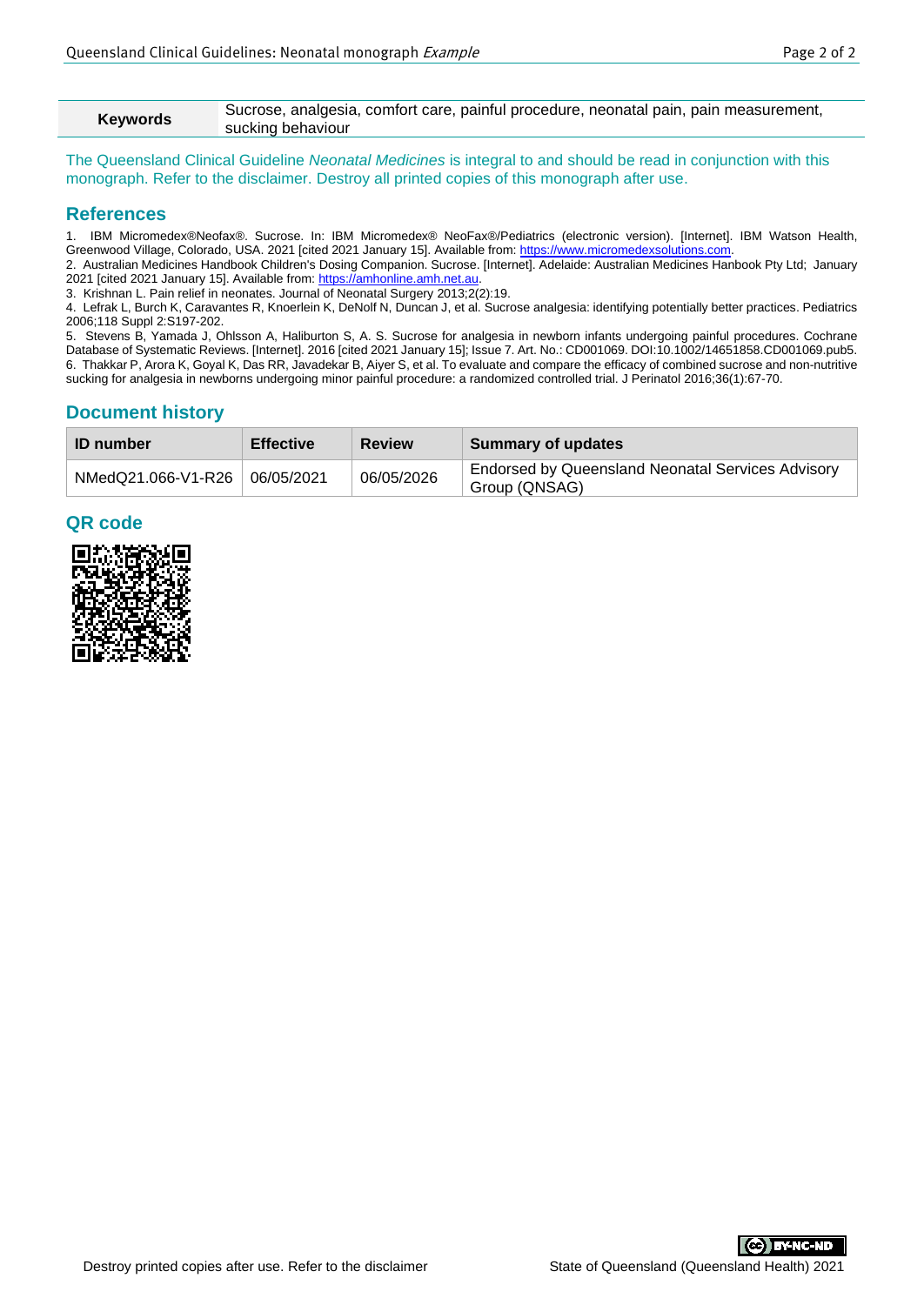| Keywords | Sucrose, analgesia, comfort care, painful procedure, neonatal pain, pain measurement, sucking behaviour |
|---|---|

The Queensland Clinical Guideline *Neonatal Medicines* is integral to and should be read in conjunction with this monograph. Refer to the disclaimer. Destroy all printed copies of this monograph after use.

## References

1. IBM Micromedex®Neofax®. Sucrose. In: IBM Micromedex® NeoFax®/Pediatrics (electronic version). [Internet]. IBM Watson Health, Greenwood Village, Colorado, USA. 2021 [cited 2021 January 15]. Available from: https://www.micromedexsolutions.com.
2. Australian Medicines Handbook Children's Dosing Companion. Sucrose. [Internet]. Adelaide: Australian Medicines Hanbook Pty Ltd; January 2021 [cited 2021 January 15]. Available from: https://amhonline.amh.net.au.
3. Krishnan L. Pain relief in neonates. Journal of Neonatal Surgery 2013;2(2):19.
4. Lefrak L, Burch K, Caravantes R, Knoerlein K, DeNolf N, Duncan J, et al. Sucrose analgesia: identifying potentially better practices. Pediatrics 2006;118 Suppl 2:S197-202.
5. Stevens B, Yamada J, Ohlsson A, Haliburton S, A. S. Sucrose for analgesia in newborn infants undergoing painful procedures. Cochrane Database of Systematic Reviews. [Internet]. 2016 [cited 2021 January 15]; Issue 7. Art. No.: CD001069. DOI:10.1002/14651858.CD001069.pub5.
6. Thakkar P, Arora K, Goyal K, Das RR, Javadekar B, Aiyer S, et al. To evaluate and compare the efficacy of combined sucrose and non-nutritive sucking for analgesia in newborns undergoing minor painful procedure: a randomized controlled trial. J Perinatol 2016;36(1):67-70.

## Document history

| ID number | Effective | Review | Summary of updates |
|---|---|---|---|
| NMedQ21.066-V1-R26 | 06/05/2021 | 06/05/2026 | Endorsed by Queensland Neonatal Services Advisory Group (QNSAG) |

## QR code

Destroy printed copies after use. Refer to the disclaimer

State of Queensland (Queensland Health) 2021